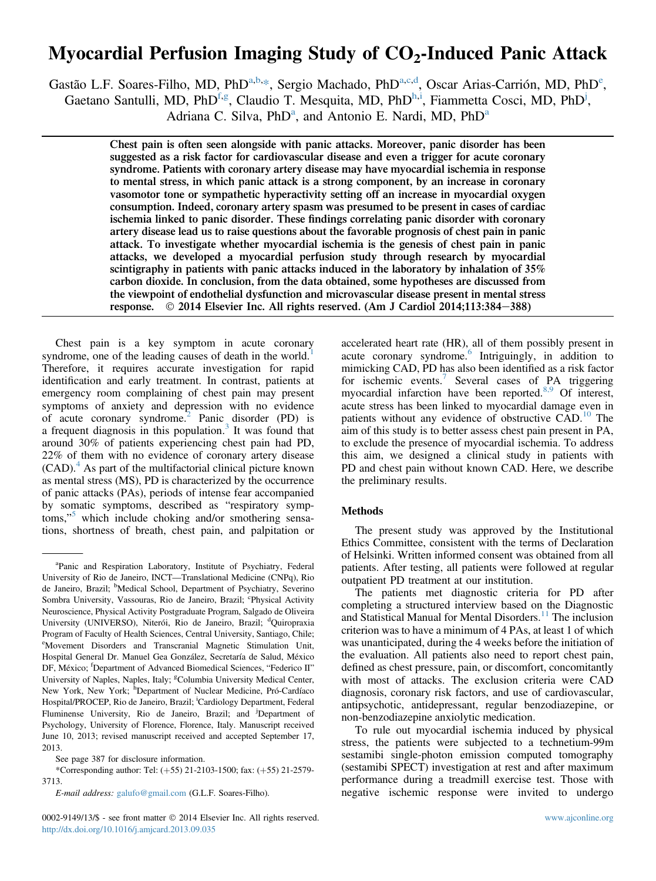# Myocardial Perfusion Imaging Study of $CO_2$-Induced Panic Attack

Gastão L.F. Soares-Filho, MD, PhD[a,b,*], Sergio Machado, PhD[a,c,d], Oscar Arias-Carrión, MD, PhD[e], Gaetano Santulli, MD, PhD[f,g], Claudio T. Mesquita, MD, PhD[h,i], Fiammetta Cosci, MD, PhD[j], Adriana C. Silva, PhD[a], and Antonio E. Nardi, MD, PhD[a]

**Chest pain is often seen alongside with panic attacks. Moreover, panic disorder has been suggested as a risk factor for cardiovascular disease and even a trigger for acute coronary syndrome. Patients with coronary artery disease may have myocardial ischemia in response to mental stress, in which panic attack is a strong component, by an increase in coronary vasomotor tone or sympathetic hyperactivity setting off an increase in myocardial oxygen consumption. Indeed, coronary artery spasm was presumed to be present in cases of cardiac ischemia linked to panic disorder. These findings correlating panic disorder with coronary artery disease lead us to raise questions about the favorable prognosis of chest pain in panic attack. To investigate whether myocardial ischemia is the genesis of chest pain in panic attacks, we developed a myocardial perfusion study through research by myocardial scintigraphy in patients with panic attacks induced in the laboratory by inhalation of 35% carbon dioxide. In conclusion, from the data obtained, some hypotheses are discussed from the viewpoint of endothelial dysfunction and microvascular disease present in mental stress response.** © 2014 Elsevier Inc. All rights reserved. (Am J Cardiol 2014;113:384−388)

Chest pain is a key symptom in acute coronary syndrome, one of the leading causes of death in the world.[1] Therefore, it requires accurate investigation for rapid identification and early treatment. In contrast, patients at emergency room complaining of chest pain may present symptoms of anxiety and depression with no evidence of acute coronary syndrome.[2] Panic disorder (PD) is a frequent diagnosis in this population.[3] It was found that around 30% of patients experiencing chest pain had PD, 22% of them with no evidence of coronary artery disease (CAD).[4] As part of the multifactorial clinical picture known as mental stress (MS), PD is characterized by the occurrence of panic attacks (PAs), periods of intense fear accompanied by somatic symptoms, described as "respiratory symptoms,"[5] which include choking and/or smothering sensations, shortness of breath, chest pain, and palpitation or accelerated heart rate (HR), all of them possibly present in acute coronary syndrome.[6] Intriguingly, in addition to mimicking CAD, PD has also been identified as a risk factor for ischemic events.[7] Several cases of PA triggering myocardial infarction have been reported.[8,9] Of interest, acute stress has been linked to myocardial damage even in patients without any evidence of obstructive CAD.[10] The aim of this study is to better assess chest pain present in PA, to exclude the presence of myocardial ischemia. To address this aim, we designed a clinical study in patients with PD and chest pain without known CAD. Here, we describe the preliminary results.

## Methods

The present study was approved by the Institutional Ethics Committee, consistent with the terms of Declaration of Helsinki. Written informed consent was obtained from all patients. After testing, all patients were followed at regular outpatient PD treatment at our institution.

The patients met diagnostic criteria for PD after completing a structured interview based on the Diagnostic and Statistical Manual for Mental Disorders.[11] The inclusion criterion was to have a minimum of 4 PAs, at least 1 of which was unanticipated, during the 4 weeks before the initiation of the evaluation. All patients also need to report chest pain, defined as chest pressure, pain, or discomfort, concomitantly with most of attacks. The exclusion criteria were CAD diagnosis, coronary risk factors, and use of cardiovascular, antipsychotic, antidepressant, regular benzodiazepine, or non-benzodiazepine anxiolytic medication.

To rule out myocardial ischemia induced by physical stress, the patients were subjected to a technetium-99m sestamibi single-photon emission computed tomography (sestamibi SPECT) investigation at rest and after maximum performance during a treadmill exercise test. Those with negative ischemic response were invited to undergo

---

[a]Panic and Respiration Laboratory, Institute of Psychiatry, Federal University of Rio de Janeiro, INCT—Translational Medicine (CNPq), Rio de Janeiro, Brazil; [b]Medical School, Department of Psychiatry, Severino Sombra University, Vassouras, Rio de Janeiro, Brazil; [c]Physical Activity Neuroscience, Physical Activity Postgraduate Program, Salgado de Oliveira University (UNIVERSO), Niterói, Rio de Janeiro, Brazil; [d]Quiropraxia Program of Faculty of Health Sciences, Central University, Santiago, Chile; [e]Movement Disorders and Transcranial Magnetic Stimulation Unit, Hospital General Dr. Manuel Gea González, Secretaría de Salud, México DF, México; [f]Department of Advanced Biomedical Sciences, "Federico II" University of Naples, Naples, Italy; [g]Columbia University Medical Center, New York, New York; [h]Department of Nuclear Medicine, Pró-Cardíaco Hospital/PROCEP, Rio de Janeiro, Brazil; [i]Cardiology Department, Federal Fluminense University, Rio de Janeiro, Brazil; and [j]Department of Psychology, University of Florence, Florence, Italy. Manuscript received June 10, 2013; revised manuscript received and accepted September 17, 2013.

See page 387 for disclosure information.

*Corresponding author: Tel: (+55) 21-2103-1500; fax: (+55) 21-2579-3713.

*E-mail address:* galufo@gmail.com (G.L.F. Soares-Filho).

0002-9149/13/$ - see front matter © 2014 Elsevier Inc. All rights reserved.
http://dx.doi.org/10.1016/j.amjcard.2013.09.035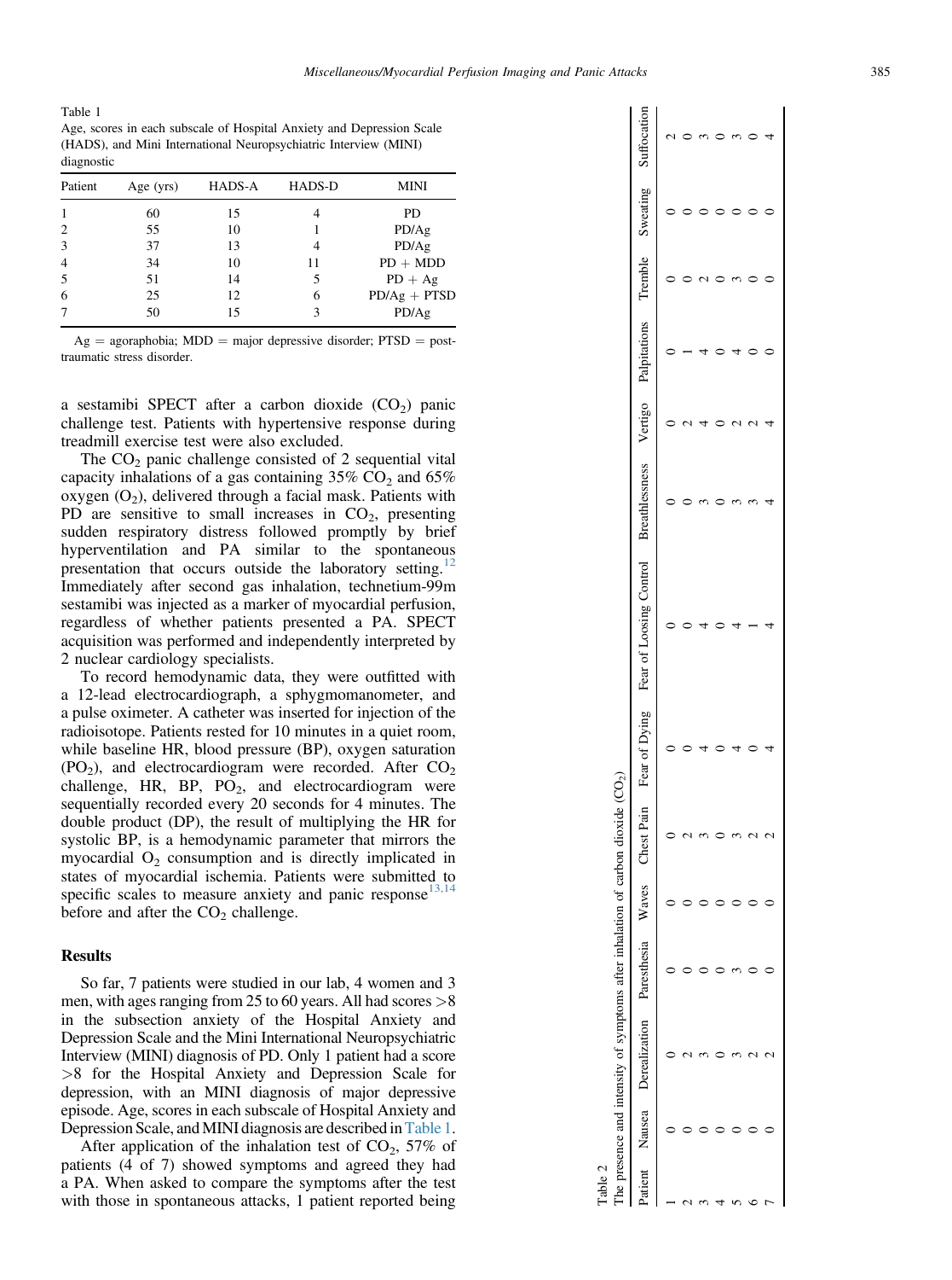Table 1
Age, scores in each subscale of Hospital Anxiety and Depression Scale (HADS), and Mini International Neuropsychiatric Interview (MINI) diagnostic

| Patient | Age (yrs) | HADS-A | HADS-D | MINI |
|---|---|---|---|---|
| 1 | 60 | 15 | 4 | PD |
| 2 | 55 | 10 | 1 | PD/Ag |
| 3 | 37 | 13 | 4 | PD/Ag |
| 4 | 34 | 10 | 11 | PD + MDD |
| 5 | 51 | 14 | 5 | PD + Ag |
| 6 | 25 | 12 | 6 | PD/Ag + PTSD |
| 7 | 50 | 15 | 3 | PD/Ag |

Ag = agoraphobia; MDD = major depressive disorder; PTSD = post-traumatic stress disorder.

a sestamibi SPECT after a carbon dioxide ($CO_2$) panic challenge test. Patients with hypertensive response during treadmill exercise test were also excluded.

The $CO_2$ panic challenge consisted of 2 sequential vital capacity inhalations of a gas containing 35% $CO_2$ and 65% oxygen ($O_2$), delivered through a facial mask. Patients with PD are sensitive to small increases in $CO_2$, presenting sudden respiratory distress followed promptly by brief hyperventilation and PA similar to the spontaneous presentation that occurs outside the laboratory setting.[12] Immediately after second gas inhalation, technetium-99m sestamibi was injected as a marker of myocardial perfusion, regardless of whether patients presented a PA. SPECT acquisition was performed and independently interpreted by 2 nuclear cardiology specialists.

To record hemodynamic data, they were outfitted with a 12-lead electrocardiograph, a sphygmomanometer, and a pulse oximeter. A catheter was inserted for injection of the radioisotope. Patients rested for 10 minutes in a quiet room, while baseline HR, blood pressure (BP), oxygen saturation ($PO_2$), and electrocardiogram were recorded. After $CO_2$ challenge, HR, BP, $PO_2$, and electrocardiogram were sequentially recorded every 20 seconds for 4 minutes. The double product (DP), the result of multiplying the HR for systolic BP, is a hemodynamic parameter that mirrors the myocardial $O_2$ consumption and is directly implicated in states of myocardial ischemia. Patients were submitted to specific scales to measure anxiety and panic response[13,14] before and after the $CO_2$ challenge.

## Results

So far, 7 patients were studied in our lab, 4 women and 3 men, with ages ranging from 25 to 60 years. All had scores >8 in the subsection anxiety of the Hospital Anxiety and Depression Scale and the Mini International Neuropsychiatric Interview (MINI) diagnosis of PD. Only 1 patient had a score >8 for the Hospital Anxiety and Depression Scale for depression, with an MINI diagnosis of major depressive episode. Age, scores in each subscale of Hospital Anxiety and Depression Scale, and MINI diagnosis are described in Table 1.

After application of the inhalation test of $CO_2$, 57% of patients (4 of 7) showed symptoms and agreed they had a PA. When asked to compare the symptoms after the test with those in spontaneous attacks, 1 patient reported being

Table 2
The presence and intensity of symptoms after inhalation of carbon dioxide ($CO_2$)

| Patient | Nausea | Derealization | Paresthesia | Waves | Chest Pain | Fear of Dying | Fear of Loosing Control | Breathlessness | Vertigo | Palpitations | Tremble | Sweating | Suffocation |
|---|---|---|---|---|---|---|---|---|---|---|---|---|---|
| 1 | 0 | 0 | 0 | 0 | 0 | 0 | 0 | 0 | 0 | 0 | 0 | 0 | 2 |
| 2 | 0 | 2 | 0 | 0 | 2 | 0 | 0 | 0 | 2 | 1 | 0 | 0 | 0 |
| 3 | 0 | 3 | 0 | 0 | 3 | 4 | 4 | 3 | 4 | 4 | 2 | 0 | 3 |
| 4 | 0 | 0 | 0 | 0 | 0 | 0 | 0 | 0 | 0 | 0 | 0 | 0 | 0 |
| 5 | 0 | 3 | 3 | 0 | 3 | 4 | 4 | 3 | 2 | 4 | 3 | 0 | 3 |
| 6 | 0 | 2 | 0 | 0 | 2 | 0 | 1 | 3 | 2 | 0 | 0 | 0 | 0 |
| 7 | 0 | 2 | 0 | 0 | 2 | 4 | 4 | 4 | 4 | 0 | 0 | 0 | 4 |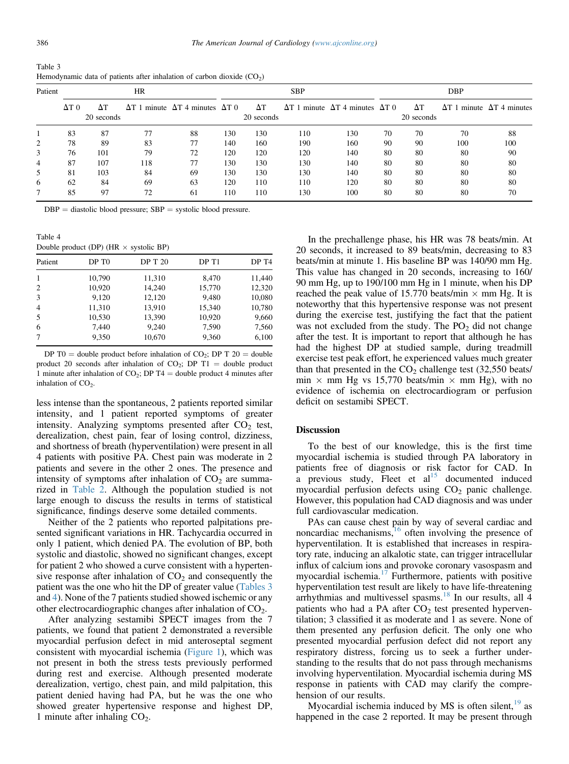Table 3
Hemodynamic data of patients after inhalation of carbon dioxide ($CO_2$)

| Patient | HR | | | | SBP | | | | DBP | | | |
|---|---|---|---|---|---|---|---|---|---|---|---|---|
| | ΔT 0 | ΔT 20 seconds | ΔT 1 minute | ΔT 4 minutes | ΔT 0 | ΔT 20 seconds | ΔT 1 minute | ΔT 4 minutes | ΔT 0 | ΔT 20 seconds | ΔT 1 minute | ΔT 4 minutes |
| 1 | 83 | 87 | 77 | 88 | 130 | 130 | 110 | 130 | 70 | 70 | 70 | 88 |
| 2 | 78 | 89 | 83 | 77 | 140 | 160 | 190 | 160 | 90 | 90 | 100 | 100 |
| 3 | 76 | 101 | 79 | 72 | 120 | 120 | 120 | 140 | 80 | 80 | 80 | 90 |
| 4 | 87 | 107 | 118 | 77 | 130 | 130 | 130 | 140 | 80 | 80 | 80 | 80 |
| 5 | 81 | 103 | 84 | 69 | 130 | 130 | 130 | 140 | 80 | 80 | 80 | 80 |
| 6 | 62 | 84 | 69 | 63 | 120 | 110 | 110 | 120 | 80 | 80 | 80 | 80 |
| 7 | 85 | 97 | 72 | 61 | 110 | 110 | 130 | 100 | 80 | 80 | 80 | 70 |

DBP = diastolic blood pressure; SBP = systolic blood pressure.

Table 4
Double product (DP) (HR × systolic BP)

| Patient | DP T0 | DP T 20 | DP T1 | DP T4 |
|---|---|---|---|---|
| 1 | 10,790 | 11,310 | 8,470 | 11,440 |
| 2 | 10,920 | 14,240 | 15,770 | 12,320 |
| 3 | 9,120 | 12,120 | 9,480 | 10,080 |
| 4 | 11,310 | 13,910 | 15,340 | 10,780 |
| 5 | 10,530 | 13,390 | 10,920 | 9,660 |
| 6 | 7,440 | 9,240 | 7,590 | 7,560 |
| 7 | 9,350 | 10,670 | 9,360 | 6,100 |

DP T0 = double product before inhalation of $CO_2$; DP T 20 = double product 20 seconds after inhalation of $CO_2$; DP T1 = double product 1 minute after inhalation of $CO_2$; DP T4 = double product 4 minutes after inhalation of $CO_2$.

less intense than the spontaneous, 2 patients reported similar intensity, and 1 patient reported symptoms of greater intensity. Analyzing symptoms presented after $CO_2$ test, derealization, chest pain, fear of losing control, dizziness, and shortness of breath (hyperventilation) were present in all 4 patients with positive PA. Chest pain was moderate in 2 patients and severe in the other 2 ones. The presence and intensity of symptoms after inhalation of $CO_2$ are summarized in Table 2. Although the population studied is not large enough to discuss the results in terms of statistical significance, findings deserve some detailed comments.

Neither of the 2 patients who reported palpitations presented significant variations in HR. Tachycardia occurred in only 1 patient, which denied PA. The evolution of BP, both systolic and diastolic, showed no significant changes, except for patient 2 who showed a curve consistent with a hypertensive response after inhalation of $CO_2$ and consequently the patient was the one who hit the DP of greater value (Tables 3 and 4). None of the 7 patients studied showed ischemic or any other electrocardiographic changes after inhalation of $CO_2$.

After analyzing sestamibi SPECT images from the 7 patients, we found that patient 2 demonstrated a reversible myocardial perfusion defect in mid anteroseptal segment consistent with myocardial ischemia (Figure 1), which was not present in both the stress tests previously performed during rest and exercise. Although presented moderate derealization, vertigo, chest pain, and mild palpitation, this patient denied having had PA, but he was the one who showed greater hypertensive response and highest DP, 1 minute after inhaling $CO_2$.

In the prechallenge phase, his HR was 78 beats/min. At 20 seconds, it increased to 89 beats/min, decreasing to 83 beats/min at minute 1. His baseline BP was 140/90 mm Hg. This value has changed in 20 seconds, increasing to 160/90 mm Hg, up to 190/100 mm Hg in 1 minute, when his DP reached the peak value of 15.770 beats/min × mm Hg. It is noteworthy that this hypertensive response was not present during the exercise test, justifying the fact that the patient was not excluded from the study. The $PO_2$ did not change after the test. It is important to report that although he has had the highest DP at studied sample, during treadmill exercise test peak effort, he experienced values much greater than that presented in the $CO_2$ challenge test (32,550 beats/min × mm Hg vs 15,770 beats/min × mm Hg), with no evidence of ischemia on electrocardiogram or perfusion deficit on sestamibi SPECT.

## Discussion

To the best of our knowledge, this is the first time myocardial ischemia is studied through PA laboratory in patients free of diagnosis or risk factor for CAD. In a previous study, Fleet et al[15] documented induced myocardial perfusion defects using $CO_2$ panic challenge. However, this population had CAD diagnosis and was under full cardiovascular medication.

PAs can cause chest pain by way of several cardiac and noncardiac mechanisms,[16] often involving the presence of hyperventilation. It is established that increases in respiratory rate, inducing an alkalotic state, can trigger intracellular influx of calcium ions and provoke coronary vasospasm and myocardial ischemia.[17] Furthermore, patients with positive hyperventilation test result are likely to have life-threatening arrhythmias and multivessel spasms.[18] In our results, all 4 patients who had a PA after $CO_2$ test presented hyperventilation; 3 classified it as moderate and 1 as severe. None of them presented any perfusion deficit. The only one who presented myocardial perfusion defect did not report any respiratory distress, forcing us to seek a further understanding to the results that do not pass through mechanisms involving hyperventilation. Myocardial ischemia during MS response in patients with CAD may clarify the comprehension of our results.

Myocardial ischemia induced by MS is often silent,[19] as happened in the case 2 reported. It may be present through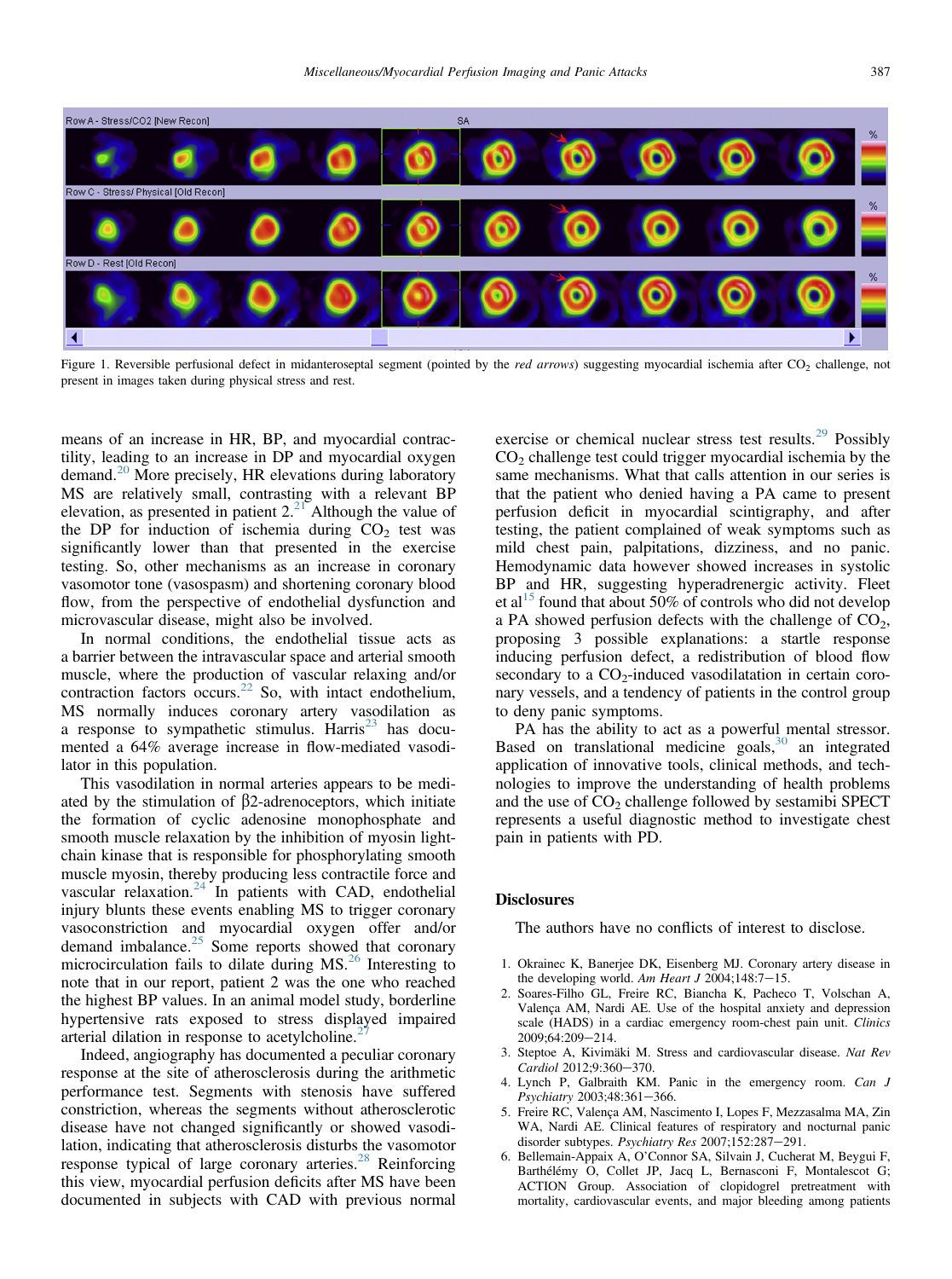Figure 1. Reversible perfusional defect in midanteroseptal segment (pointed by the *red arrows*) suggesting myocardial ischemia after $CO_2$ challenge, not present in images taken during physical stress and rest.

means of an increase in HR, BP, and myocardial contractility, leading to an increase in DP and myocardial oxygen demand.[20] More precisely, HR elevations during laboratory MS are relatively small, contrasting with a relevant BP elevation, as presented in patient 2.[21] Although the value of the DP for induction of ischemia during $CO_2$ test was significantly lower than that presented in the exercise testing. So, other mechanisms as an increase in coronary vasomotor tone (vasospasm) and shortening coronary blood flow, from the perspective of endothelial dysfunction and microvascular disease, might also be involved.

In normal conditions, the endothelial tissue acts as a barrier between the intravascular space and arterial smooth muscle, where the production of vascular relaxing and/or contraction factors occurs.[22] So, with intact endothelium, MS normally induces coronary artery vasodilation as a response to sympathetic stimulus. Harris[23] has documented a 64% average increase in flow-mediated vasodilator in this population.

This vasodilation in normal arteries appears to be mediated by the stimulation of $\beta$2-adrenoceptors, which initiate the formation of cyclic adenosine monophosphate and smooth muscle relaxation by the inhibition of myosin light-chain kinase that is responsible for phosphorylating smooth muscle myosin, thereby producing less contractile force and vascular relaxation.[24] In patients with CAD, endothelial injury blunts these events enabling MS to trigger coronary vasoconstriction and myocardial oxygen offer and/or demand imbalance.[25] Some reports showed that coronary microcirculation fails to dilate during MS.[26] Interesting to note that in our report, patient 2 was the one who reached the highest BP values. In an animal model study, borderline hypertensive rats exposed to stress displayed impaired arterial dilation in response to acetylcholine.[27]

Indeed, angiography has documented a peculiar coronary response at the site of atherosclerosis during the arithmetic performance test. Segments with stenosis have suffered constriction, whereas the segments without atherosclerotic disease have not changed significantly or showed vasodilation, indicating that atherosclerosis disturbs the vasomotor response typical of large coronary arteries.[28] Reinforcing this view, myocardial perfusion deficits after MS have been documented in subjects with CAD with previous normal exercise or chemical nuclear stress test results.[29] Possibly $CO_2$ challenge test could trigger myocardial ischemia by the same mechanisms. What that calls attention in our series is that the patient who denied having a PA came to present perfusion deficit in myocardial scintigraphy, and after testing, the patient complained of weak symptoms such as mild chest pain, palpitations, dizziness, and no panic. Hemodynamic data however showed increases in systolic BP and HR, suggesting hyperadrenergic activity. Fleet et al[15] found that about 50% of controls who did not develop a PA showed perfusion defects with the challenge of $CO_2$, proposing 3 possible explanations: a startle response inducing perfusion defect, a redistribution of blood flow secondary to a $CO_2$-induced vasodilatation in certain coronary vessels, and a tendency of patients in the control group to deny panic symptoms.

PA has the ability to act as a powerful mental stressor. Based on translational medicine goals,[30] an integrated application of innovative tools, clinical methods, and technologies to improve the understanding of health problems and the use of $CO_2$ challenge followed by sestamibi SPECT represents a useful diagnostic method to investigate chest pain in patients with PD.

## Disclosures

The authors have no conflicts of interest to disclose.

1. Okrainec K, Banerjee DK, Eisenberg MJ. Coronary artery disease in the developing world. *Am Heart J* 2004;148:7–15.
2. Soares-Filho GL, Freire RC, Biancha K, Pacheco T, Volschan A, Valença AM, Nardi AE. Use of the hospital anxiety and depression scale (HADS) in a cardiac emergency room-chest pain unit. *Clinics* 2009;64:209–214.
3. Steptoe A, Kivimäki M. Stress and cardiovascular disease. *Nat Rev Cardiol* 2012;9:360–370.
4. Lynch P, Galbraith KM. Panic in the emergency room. *Can J Psychiatry* 2003;48:361–366.
5. Freire RC, Valença AM, Nascimento I, Lopes F, Mezzasalma MA, Zin WA, Nardi AE. Clinical features of respiratory and nocturnal panic disorder subtypes. *Psychiatry Res* 2007;152:287–291.
6. Bellemain-Appaix A, O'Connor SA, Silvain J, Cucherat M, Beygui F, Barthélémy O, Collet JP, Jacq L, Bernasconi F, Montalescot G; ACTION Group. Association of clopidogrel pretreatment with mortality, cardiovascular events, and major bleeding among patients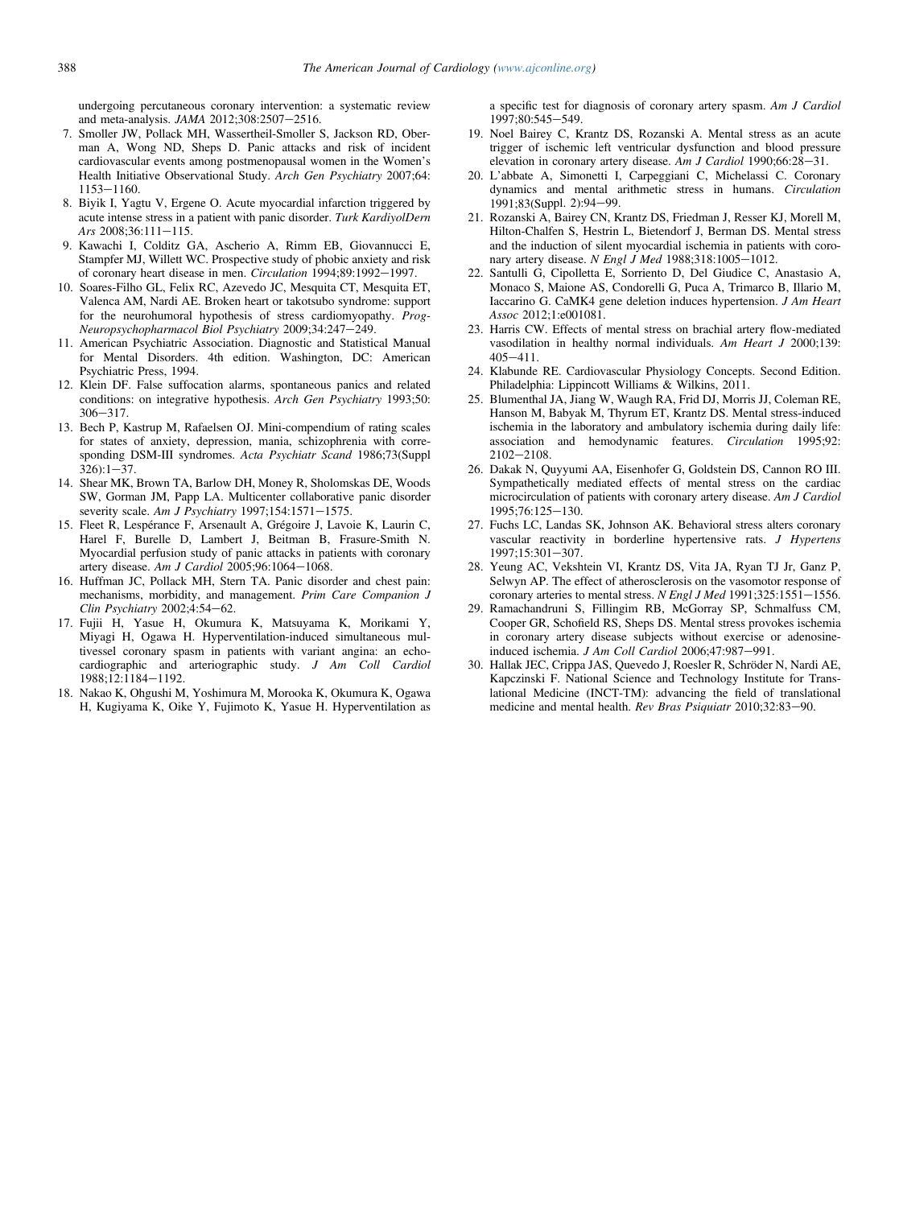undergoing percutaneous coronary intervention: a systematic review and meta-analysis. *JAMA* 2012;308:2507–2516.

7. Smoller JW, Pollack MH, Wassertheil-Smoller S, Jackson RD, Oberman A, Wong ND, Sheps D. Panic attacks and risk of incident cardiovascular events among postmenopausal women in the Women's Health Initiative Observational Study. *Arch Gen Psychiatry* 2007;64:1153–1160.
8. Biyik I, Yagtu V, Ergene O. Acute myocardial infarction triggered by acute intense stress in a patient with panic disorder. *Turk KardiyolDern Ars* 2008;36:111–115.
9. Kawachi I, Colditz GA, Ascherio A, Rimm EB, Giovannucci E, Stampfer MJ, Willett WC. Prospective study of phobic anxiety and risk of coronary heart disease in men. *Circulation* 1994;89:1992–1997.
10. Soares-Filho GL, Felix RC, Azevedo JC, Mesquita CT, Mesquita ET, Valenca AM, Nardi AE. Broken heart or takotsubo syndrome: support for the neurohumoral hypothesis of stress cardiomyopathy. *Prog-Neuropsychopharmacol Biol Psychiatry* 2009;34:247–249.
11. American Psychiatric Association. Diagnostic and Statistical Manual for Mental Disorders. 4th edition. Washington, DC: American Psychiatric Press, 1994.
12. Klein DF. False suffocation alarms, spontaneous panics and related conditions: on integrative hypothesis. *Arch Gen Psychiatry* 1993;50:306–317.
13. Bech P, Kastrup M, Rafaelsen OJ. Mini-compendium of rating scales for states of anxiety, depression, mania, schizophrenia with corresponding DSM-III syndromes. *Acta Psychiatr Scand* 1986;73(Suppl 326):1–37.
14. Shear MK, Brown TA, Barlow DH, Money R, Sholomskas DE, Woods SW, Gorman JM, Papp LA. Multicenter collaborative panic disorder severity scale. *Am J Psychiatry* 1997;154:1571–1575.
15. Fleet R, Lespérance F, Arsenault A, Grégoire J, Lavoie K, Laurin C, Harel F, Burelle D, Lambert J, Beitman B, Frasure-Smith N. Myocardial perfusion study of panic attacks in patients with coronary artery disease. *Am J Cardiol* 2005;96:1064–1068.
16. Huffman JC, Pollack MH, Stern TA. Panic disorder and chest pain: mechanisms, morbidity, and management. *Prim Care Companion J Clin Psychiatry* 2002;4:54–62.
17. Fujii H, Yasue H, Okumura K, Matsuyama K, Morikami Y, Miyagi H, Ogawa H. Hyperventilation-induced simultaneous multivessel coronary spasm in patients with variant angina: an echocardiographic and arteriographic study. *J Am Coll Cardiol* 1988;12:1184–1192.
18. Nakao K, Ohgushi M, Yoshimura M, Morooka K, Okumura K, Ogawa H, Kugiyama K, Oike Y, Fujimoto K, Yasue H. Hyperventilation as a specific test for diagnosis of coronary artery spasm. *Am J Cardiol* 1997;80:545–549.
19. Noel Bairey C, Krantz DS, Rozanski A. Mental stress as an acute trigger of ischemic left ventricular dysfunction and blood pressure elevation in coronary artery disease. *Am J Cardiol* 1990;66:28–31.
20. L'abbate A, Simonetti I, Carpeggiani C, Michelassi C. Coronary dynamics and mental arithmetic stress in humans. *Circulation* 1991;83(Suppl. 2):94–99.
21. Rozanski A, Bairey CN, Krantz DS, Friedman J, Resser KJ, Morell M, Hilton-Chalfen S, Hestrin L, Bietendorf J, Berman DS. Mental stress and the induction of silent myocardial ischemia in patients with coronary artery disease. *N Engl J Med* 1988;318:1005–1012.
22. Santulli G, Cipolletta E, Sorriento D, Del Giudice C, Anastasio A, Monaco S, Maione AS, Condorelli G, Puca A, Trimarco B, Illario M, Iaccarino G. CaMK4 gene deletion induces hypertension. *J Am Heart Assoc* 2012;1:e001081.
23. Harris CW. Effects of mental stress on brachial artery flow-mediated vasodilation in healthy normal individuals. *Am Heart J* 2000;139:405–411.
24. Klabunde RE. Cardiovascular Physiology Concepts. Second Edition. Philadelphia: Lippincott Williams & Wilkins, 2011.
25. Blumenthal JA, Jiang W, Waugh RA, Frid DJ, Morris JJ, Coleman RE, Hanson M, Babyak M, Thyrum ET, Krantz DS. Mental stress-induced ischemia in the laboratory and ambulatory ischemia during daily life: association and hemodynamic features. *Circulation* 1995;92:2102–2108.
26. Dakak N, Quyyumi AA, Eisenhofer G, Goldstein DS, Cannon RO III. Sympathetically mediated effects of mental stress on the cardiac microcirculation of patients with coronary artery disease. *Am J Cardiol* 1995;76:125–130.
27. Fuchs LC, Landas SK, Johnson AK. Behavioral stress alters coronary vascular reactivity in borderline hypertensive rats. *J Hypertens* 1997;15:301–307.
28. Yeung AC, Vekshtein VI, Krantz DS, Vita JA, Ryan TJ Jr, Ganz P, Selwyn AP. The effect of atherosclerosis on the vasomotor response of coronary arteries to mental stress. *N Engl J Med* 1991;325:1551–1556.
29. Ramachandruni S, Fillingim RB, McGorray SP, Schmalfuss CM, Cooper GR, Schofield RS, Sheps DS. Mental stress provokes ischemia in coronary artery disease subjects without exercise or adenosine-induced ischemia. *J Am Coll Cardiol* 2006;47:987–991.
30. Hallak JEC, Crippa JAS, Quevedo J, Roesler R, Schröder N, Nardi AE, Kapczinski F. National Science and Technology Institute for Translational Medicine (INCT-TM): advancing the field of translational medicine and mental health. *Rev Bras Psiquiatr* 2010;32:83–90.